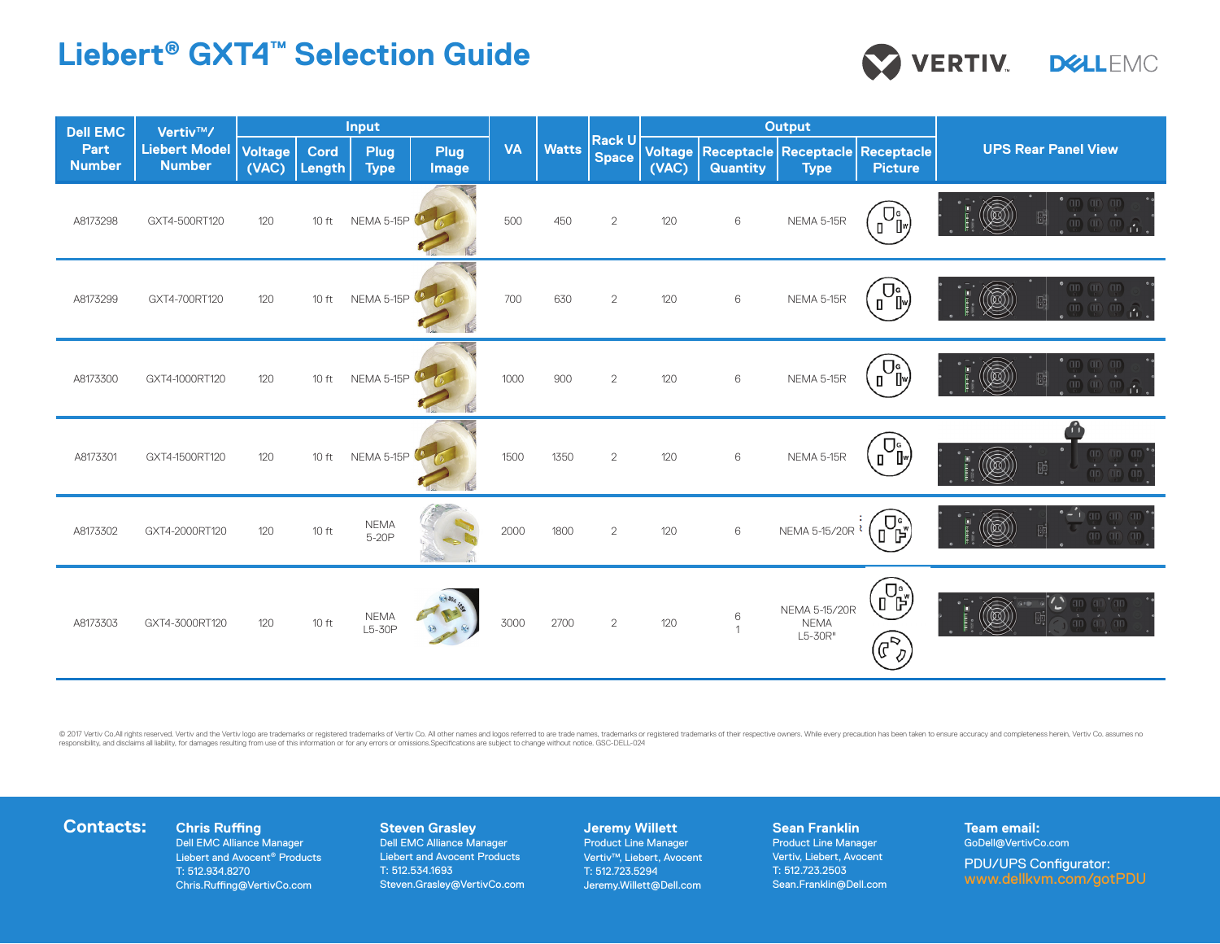# Liebert® GXT4™ Selection Guide

| Dell EMC Part Number | Vertiv™/ Liebert Model Number | Input | | | | VA | Watts | Rack U Space | Output | | | | UPS Rear Panel View |
|---|---|---|---|---|---|---|---|---|---|---|---|---|---|
| | | Voltage (VAC) | Cord Length | Plug Type | Plug Image | | | | Voltage (VAC) | Receptacle Quantity | Receptacle Type | Receptacle Picture | |
| A8173298 | GXT4-500RT120 | 120 | 10 ft | NEMA 5-15P | | 500 | 450 | 2 | 120 | 6 | NEMA 5-15R | | |
| A8173299 | GXT4-700RT120 | 120 | 10 ft | NEMA 5-15P | | 700 | 630 | 2 | 120 | 6 | NEMA 5-15R | | |
| A8173300 | GXT4-1000RT120 | 120 | 10 ft | NEMA 5-15P | | 1000 | 900 | 2 | 120 | 6 | NEMA 5-15R | | |
| A8173301 | GXT4-1500RT120 | 120 | 10 ft | NEMA 5-15P | | 1500 | 1350 | 2 | 120 | 6 | NEMA 5-15R | | |
| A8173302 | GXT4-2000RT120 | 120 | 10 ft | NEMA 5-20P | | 2000 | 1800 | 2 | 120 | 6 | NEMA 5-15/20R | | |
| A8173303 | GXT4-3000RT120 | 120 | 10 ft | NEMA L5-30P | | 3000 | 2700 | 2 | 120 | 6<br>1 | NEMA 5-15/20R<br>NEMA L5-30R" | | |

© 2017 Vertiv Co.All rights reserved. Vertiv and the Vertiv logo are trademarks or registered trademarks of Vertiv Co. All other names and logos referred to are trade names, trademarks or registered trademarks of their respective owners. While every precaution has been taken to ensure accuracy and completeness herein, Vertiv Co. assumes no responsibility, and disclaims all liability, for damages resulting from use of this information or for any errors or omissions.Specifications are subject to change without notice. GSC-DELL-024

## Contacts:

**Chris Ruffing**
Dell EMC Alliance Manager
Liebert and Avocent® Products
T: 512.934.8270
Chris.Ruffing@VertivCo.com

**Steven Grasley**
Dell EMC Alliance Manager
Liebert and Avocent Products
T: 512.534.1693
Steven.Grasley@VertivCo.com

**Jeremy Willett**
Product Line Manager
Vertiv™, Liebert, Avocent
T: 512.723.5294
Jeremy.Willett@Dell.com

**Sean Franklin**
Product Line Manager
Vertiv, Liebert, Avocent
T: 512.723.2503
Sean.Franklin@Dell.com

**Team email:**
GoDell@VertivCo.com

PDU/UPS Configurator:
www.dellkvm.com/gotPDU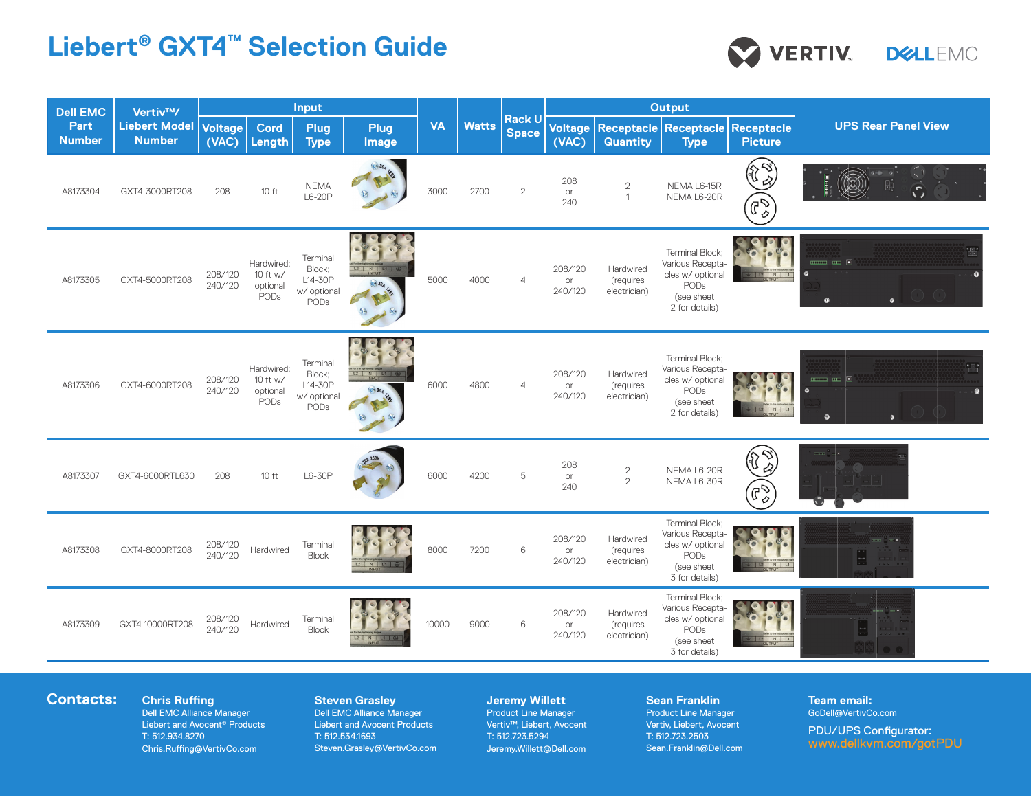# Liebert® GXT4™ Selection Guide

VERTIV. DELLEMC

| Dell EMC Part Number | Vertiv™/ Liebert Model Number | Input | | | | VA | Watts | Rack U Space | Output | | | | UPS Rear Panel View |
|---|---|---|---|---|---|---|---|---|---|---|---|---|---|
| | | Voltage (VAC) | Cord Length | Plug Type | Plug Image | | | | Voltage (VAC) | Receptacle Quantity | Receptacle Type | Receptacle Picture | |
| A8173304 | GXT4-3000RT208 | 208 | 10 ft | NEMA L6-20P | | 3000 | 2700 | 2 | 208 or 240 | 2 1 | NEMA L6-15R NEMA L6-20R | | |
| A8173305 | GXT4-5000RT208 | 208/120 240/120 | Hardwired; 10 ft w/ optional PODs | Terminal Block; L14-30P w/ optional PODs | | 5000 | 4000 | 4 | 208/120 or 240/120 | Hardwired (requires electrician) | Terminal Block; Various Receptacles w/ optional PODs (see sheet 2 for details) | | |
| A8173306 | GXT4-6000RT208 | 208/120 240/120 | Hardwired; 10 ft w/ optional PODs | Terminal Block; L14-30P w/ optional PODs | | 6000 | 4800 | 4 | 208/120 or 240/120 | Hardwired (requires electrician) | Terminal Block; Various Receptacles w/ optional PODs (see sheet 2 for details) | | |
| A8173307 | GXT4-6000RTL630 | 208 | 10 ft | L6-30P | | 6000 | 4200 | 5 | 208 or 240 | 2 2 | NEMA L6-20R NEMA L6-30R | | |
| A8173308 | GXT4-8000RT208 | 208/120 240/120 | Hardwired | Terminal Block | | 8000 | 7200 | 6 | 208/120 or 240/120 | Hardwired (requires electrician) | Terminal Block; Various Receptacles w/ optional PODs (see sheet 3 for details) | | |
| A8173309 | GXT4-10000RT208 | 208/120 240/120 | Hardwired | Terminal Block | | 10000 | 9000 | 6 | 208/120 or 240/120 | Hardwired (requires electrician) | Terminal Block; Various Receptacles w/ optional PODs (see sheet 3 for details) | | |

## Contacts:

**Chris Ruffing**
Dell EMC Alliance Manager
Liebert and Avocent® Products
T: 512.934.8270
Chris.Ruffing@VertivCo.com

**Steven Grasley**
Dell EMC Alliance Manager
Liebert and Avocent Products
T: 512.534.1693
Steven.Grasley@VertivCo.com

**Jeremy Willett**
Product Line Manager
Vertiv™, Liebert, Avocent
T: 512.723.5294
Jeremy.Willett@Dell.com

**Sean Franklin**
Product Line Manager
Vertiv, Liebert, Avocent
T: 512.723.2503
Sean.Franklin@Dell.com

**Team email:**
GoDell@VertivCo.com

PDU/UPS Configurator:
www.dellkvm.com/gotPDU